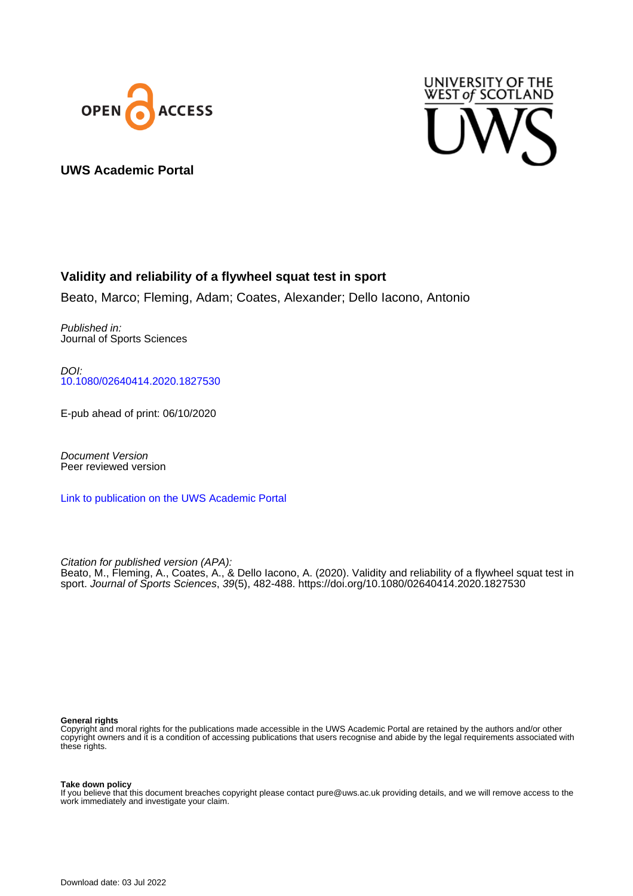UWS Academic Portal

# Validity and reliability of a flywheel squat test in sport

Beato, Marco; Fleming, Adam; Coates, Alexander; Dello Iacono, Antonio

*Published in:*
Journal of Sports Sciences

*DOI:*
10.1080/02640414.2020.1827530

E-pub ahead of print: 06/10/2020

*Document Version*
Peer reviewed version

Link to publication on the UWS Academic Portal

*Citation for published version (APA):*
Beato, M., Fleming, A., Coates, A., & Dello Iacono, A. (2020). Validity and reliability of a flywheel squat test in sport. *Journal of Sports Sciences*, *39*(5), 482-488. https://doi.org/10.1080/02640414.2020.1827530

**General rights**
Copyright and moral rights for the publications made accessible in the UWS Academic Portal are retained by the authors and/or other copyright owners and it is a condition of accessing publications that users recognise and abide by the legal requirements associated with these rights.

**Take down policy**
If you believe that this document breaches copyright please contact pure@uws.ac.uk providing details, and we will remove access to the work immediately and investigate your claim.

Download date: 03 Jul 2022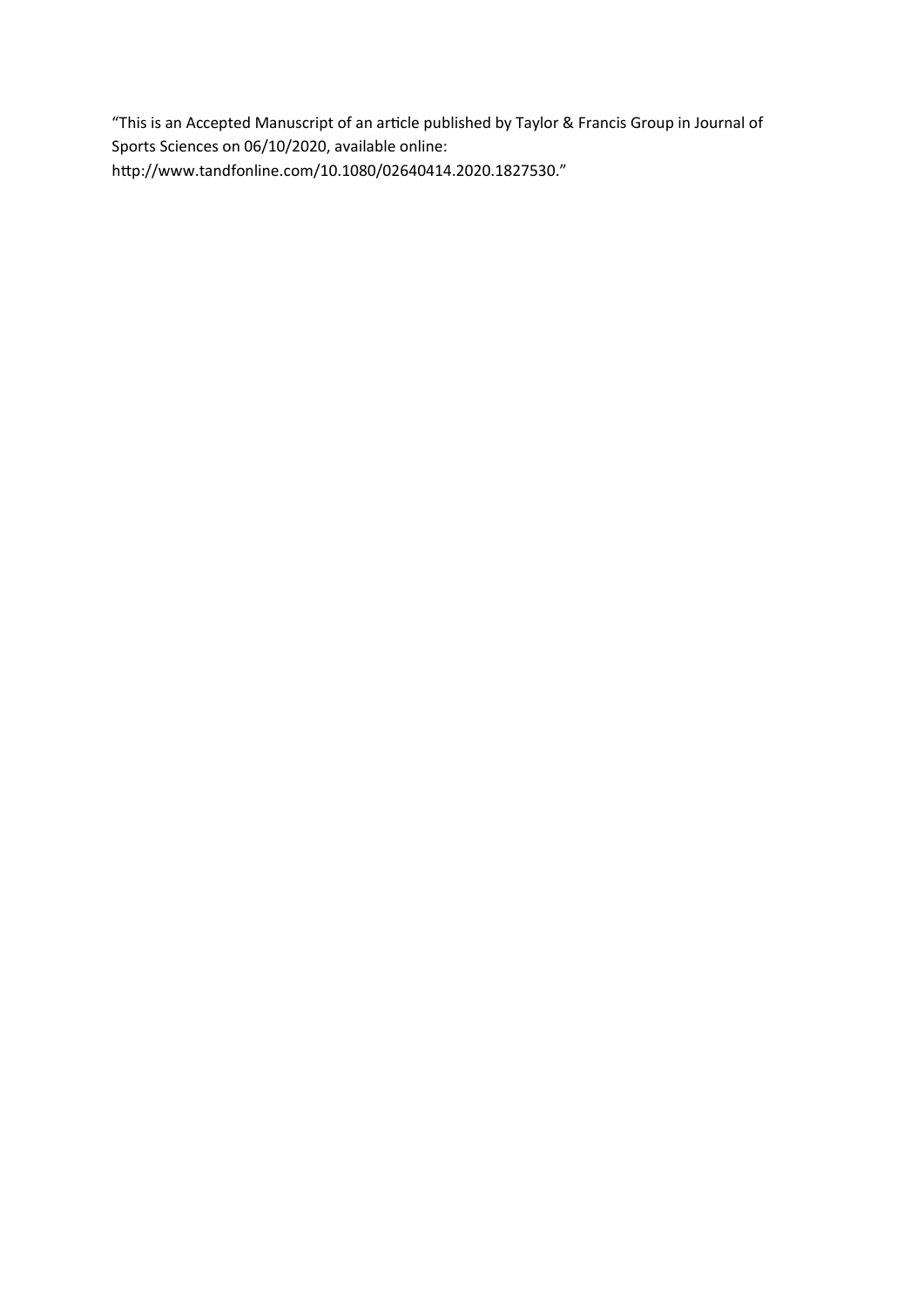“This is an Accepted Manuscript of an article published by Taylor & Francis Group in Journal of Sports Sciences on 06/10/2020, available online: http://www.tandfonline.com/10.1080/02640414.2020.1827530.”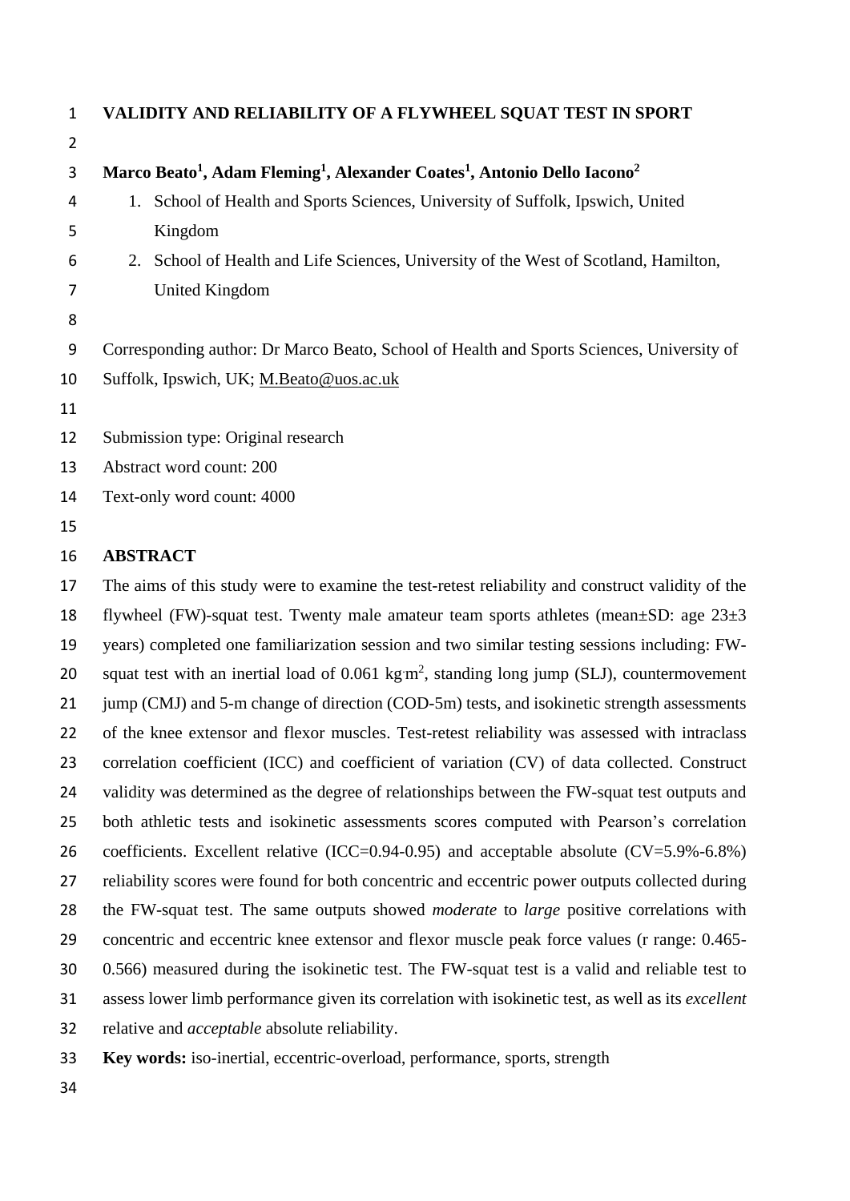# VALIDITY AND RELIABILITY OF A FLYWHEEL SQUAT TEST IN SPORT

**Marco Beato[1], Adam Fleming[1], Alexander Coates[1], Antonio Dello Iacono[2]**

1. School of Health and Sports Sciences, University of Suffolk, Ipswich, United Kingdom
2. School of Health and Life Sciences, University of the West of Scotland, Hamilton, United Kingdom

Corresponding author: Dr Marco Beato, School of Health and Sports Sciences, University of Suffolk, Ipswich, UK; M.Beato@uos.ac.uk

Submission type: Original research

Abstract word count: 200

Text-only word count: 4000

## ABSTRACT

The aims of this study were to examine the test-retest reliability and construct validity of the flywheel (FW)-squat test. Twenty male amateur team sports athletes (mean±SD: age 23±3 years) completed one familiarization session and two similar testing sessions including: FW-squat test with an inertial load of 0.061 kg·m$^2$, standing long jump (SLJ), countermovement jump (CMJ) and 5-m change of direction (COD-5m) tests, and isokinetic strength assessments of the knee extensor and flexor muscles. Test-retest reliability was assessed with intraclass correlation coefficient (ICC) and coefficient of variation (CV) of data collected. Construct validity was determined as the degree of relationships between the FW-squat test outputs and both athletic tests and isokinetic assessments scores computed with Pearson's correlation coefficients. Excellent relative (ICC=0.94-0.95) and acceptable absolute (CV=5.9%-6.8%) reliability scores were found for both concentric and eccentric power outputs collected during the FW-squat test. The same outputs showed *moderate* to *large* positive correlations with concentric and eccentric knee extensor and flexor muscle peak force values (r range: 0.465-0.566) measured during the isokinetic test. The FW-squat test is a valid and reliable test to assess lower limb performance given its correlation with isokinetic test, as well as its *excellent* relative and *acceptable* absolute reliability.

**Key words:** iso-inertial, eccentric-overload, performance, sports, strength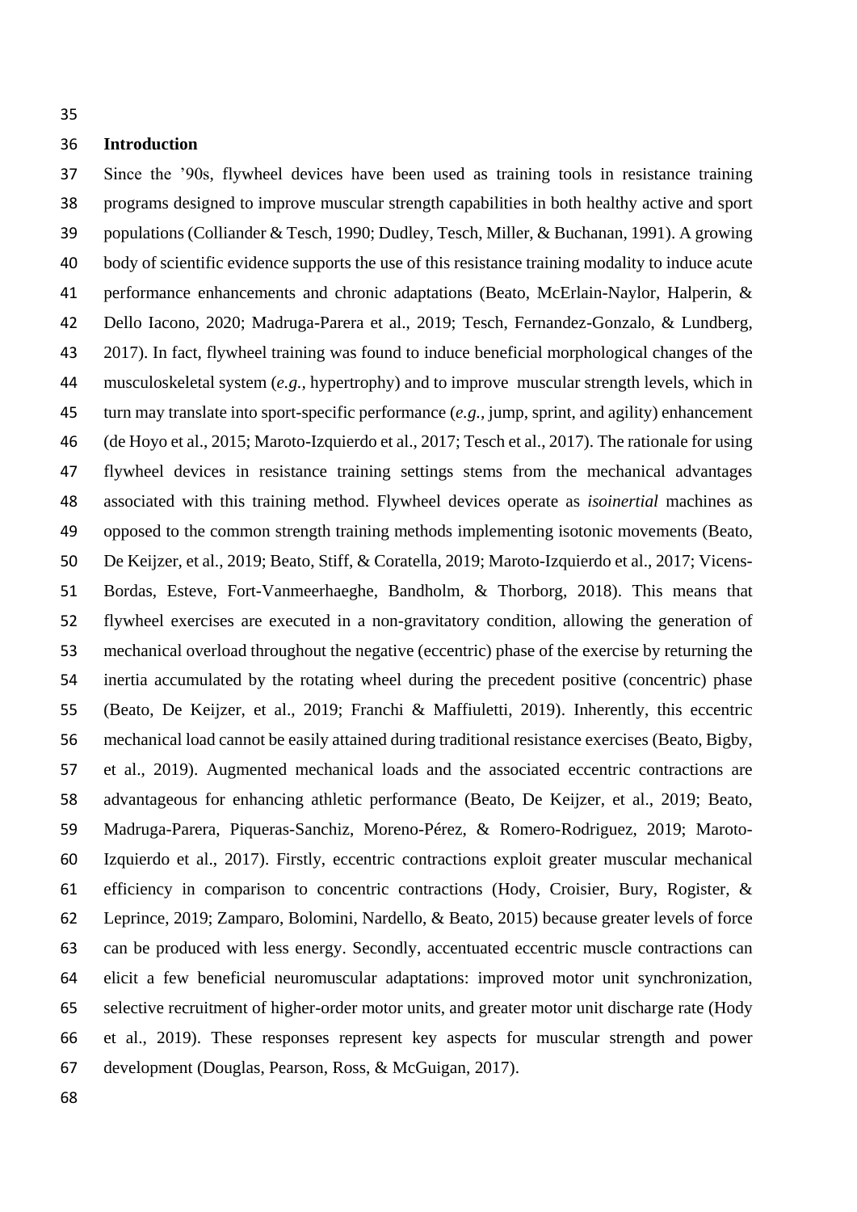## Introduction

Since the '90s, flywheel devices have been used as training tools in resistance training programs designed to improve muscular strength capabilities in both healthy active and sport populations (Colliander & Tesch, 1990; Dudley, Tesch, Miller, & Buchanan, 1991). A growing body of scientific evidence supports the use of this resistance training modality to induce acute performance enhancements and chronic adaptations (Beato, McErlain-Naylor, Halperin, & Dello Iacono, 2020; Madruga-Parera et al., 2019; Tesch, Fernandez-Gonzalo, & Lundberg, 2017). In fact, flywheel training was found to induce beneficial morphological changes of the musculoskeletal system (*e.g.,* hypertrophy) and to improve muscular strength levels, which in turn may translate into sport-specific performance (*e.g.,* jump, sprint, and agility) enhancement (de Hoyo et al., 2015; Maroto-Izquierdo et al., 2017; Tesch et al., 2017). The rationale for using flywheel devices in resistance training settings stems from the mechanical advantages associated with this training method. Flywheel devices operate as *isoinertial* machines as opposed to the common strength training methods implementing isotonic movements (Beato, De Keijzer, et al., 2019; Beato, Stiff, & Coratella, 2019; Maroto-Izquierdo et al., 2017; Vicens-Bordas, Esteve, Fort-Vanmeerhaeghe, Bandholm, & Thorborg, 2018). This means that flywheel exercises are executed in a non-gravitatory condition, allowing the generation of mechanical overload throughout the negative (eccentric) phase of the exercise by returning the inertia accumulated by the rotating wheel during the precedent positive (concentric) phase (Beato, De Keijzer, et al., 2019; Franchi & Maffiuletti, 2019). Inherently, this eccentric mechanical load cannot be easily attained during traditional resistance exercises (Beato, Bigby, et al., 2019). Augmented mechanical loads and the associated eccentric contractions are advantageous for enhancing athletic performance (Beato, De Keijzer, et al., 2019; Beato, Madruga-Parera, Piqueras-Sanchiz, Moreno-Pérez, & Romero-Rodriguez, 2019; Maroto-Izquierdo et al., 2017). Firstly, eccentric contractions exploit greater muscular mechanical efficiency in comparison to concentric contractions (Hody, Croisier, Bury, Rogister, & Leprince, 2019; Zamparo, Bolomini, Nardello, & Beato, 2015) because greater levels of force can be produced with less energy. Secondly, accentuated eccentric muscle contractions can elicit a few beneficial neuromuscular adaptations: improved motor unit synchronization, selective recruitment of higher-order motor units, and greater motor unit discharge rate (Hody et al., 2019). These responses represent key aspects for muscular strength and power development (Douglas, Pearson, Ross, & McGuigan, 2017).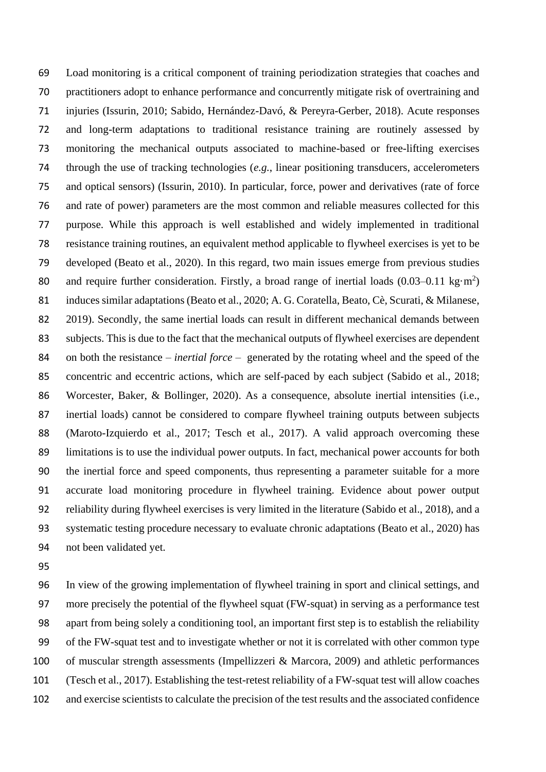Load monitoring is a critical component of training periodization strategies that coaches and practitioners adopt to enhance performance and concurrently mitigate risk of overtraining and injuries (Issurin, 2010; Sabido, Hernández-Davó, & Pereyra-Gerber, 2018). Acute responses and long-term adaptations to traditional resistance training are routinely assessed by monitoring the mechanical outputs associated to machine-based or free-lifting exercises through the use of tracking technologies (*e.g.*, linear positioning transducers, accelerometers and optical sensors) (Issurin, 2010). In particular, force, power and derivatives (rate of force and rate of power) parameters are the most common and reliable measures collected for this purpose. While this approach is well established and widely implemented in traditional resistance training routines, an equivalent method applicable to flywheel exercises is yet to be developed (Beato et al., 2020). In this regard, two main issues emerge from previous studies and require further consideration. Firstly, a broad range of inertial loads (0.03–0.11 kg·m$^2$) induces similar adaptations (Beato et al., 2020; A. G. Coratella, Beato, Cè, Scurati, & Milanese, 2019). Secondly, the same inertial loads can result in different mechanical demands between subjects. This is due to the fact that the mechanical outputs of flywheel exercises are dependent on both the resistance – *inertial force* – generated by the rotating wheel and the speed of the concentric and eccentric actions, which are self-paced by each subject (Sabido et al., 2018; Worcester, Baker, & Bollinger, 2020). As a consequence, absolute inertial intensities (i.e., inertial loads) cannot be considered to compare flywheel training outputs between subjects (Maroto-Izquierdo et al., 2017; Tesch et al., 2017). A valid approach overcoming these limitations is to use the individual power outputs. In fact, mechanical power accounts for both the inertial force and speed components, thus representing a parameter suitable for a more accurate load monitoring procedure in flywheel training. Evidence about power output reliability during flywheel exercises is very limited in the literature (Sabido et al., 2018), and a systematic testing procedure necessary to evaluate chronic adaptations (Beato et al., 2020) has not been validated yet.

In view of the growing implementation of flywheel training in sport and clinical settings, and more precisely the potential of the flywheel squat (FW-squat) in serving as a performance test apart from being solely a conditioning tool, an important first step is to establish the reliability of the FW-squat test and to investigate whether or not it is correlated with other common type of muscular strength assessments (Impellizzeri & Marcora, 2009) and athletic performances (Tesch et al., 2017). Establishing the test-retest reliability of a FW-squat test will allow coaches and exercise scientists to calculate the precision of the test results and the associated confidence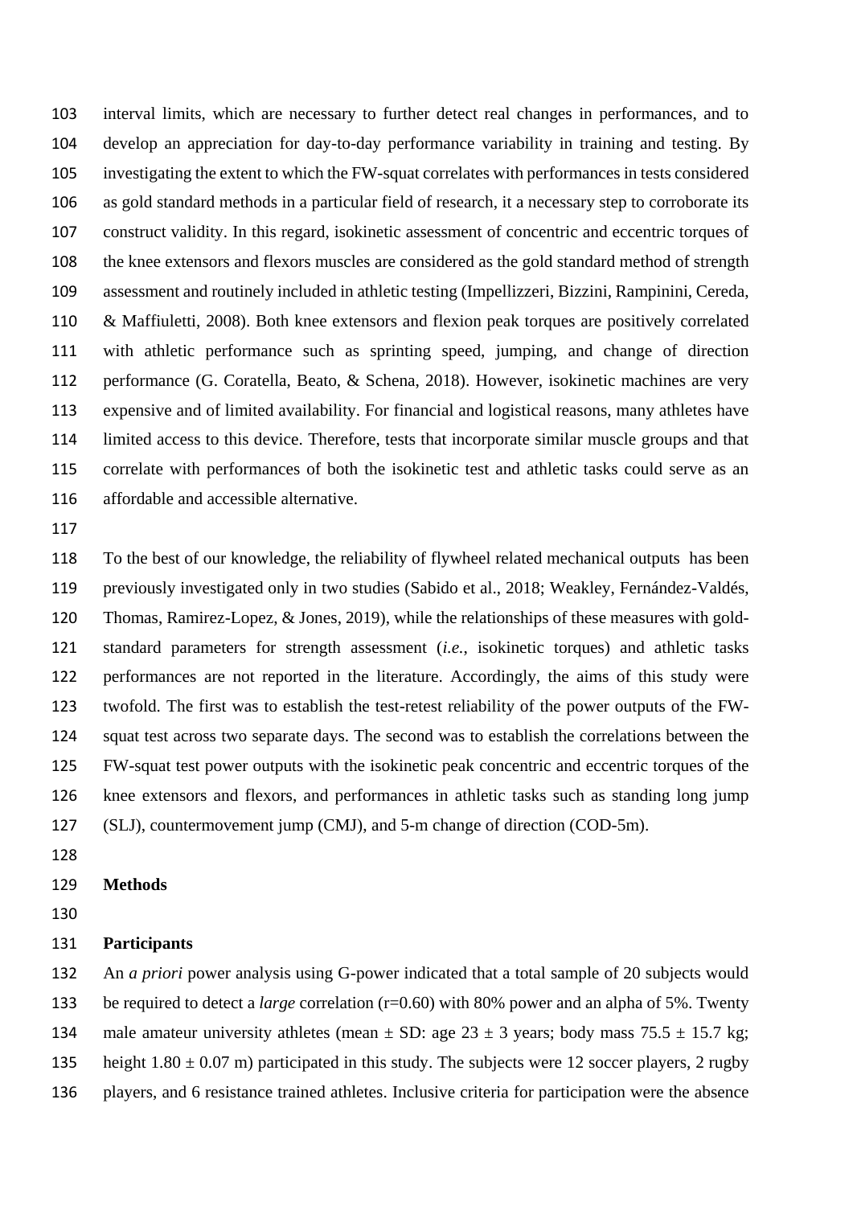interval limits, which are necessary to further detect real changes in performances, and to develop an appreciation for day-to-day performance variability in training and testing. By investigating the extent to which the FW-squat correlates with performances in tests considered as gold standard methods in a particular field of research, it a necessary step to corroborate its construct validity. In this regard, isokinetic assessment of concentric and eccentric torques of the knee extensors and flexors muscles are considered as the gold standard method of strength assessment and routinely included in athletic testing (Impellizzeri, Bizzini, Rampinini, Cereda, & Maffiuletti, 2008). Both knee extensors and flexion peak torques are positively correlated with athletic performance such as sprinting speed, jumping, and change of direction performance (G. Coratella, Beato, & Schena, 2018). However, isokinetic machines are very expensive and of limited availability. For financial and logistical reasons, many athletes have limited access to this device. Therefore, tests that incorporate similar muscle groups and that correlate with performances of both the isokinetic test and athletic tasks could serve as an affordable and accessible alternative.

To the best of our knowledge, the reliability of flywheel related mechanical outputs has been previously investigated only in two studies (Sabido et al., 2018; Weakley, Fernández-Valdés, Thomas, Ramirez-Lopez, & Jones, 2019), while the relationships of these measures with gold-standard parameters for strength assessment (*i.e.*, isokinetic torques) and athletic tasks performances are not reported in the literature. Accordingly, the aims of this study were twofold. The first was to establish the test-retest reliability of the power outputs of the FW-squat test across two separate days. The second was to establish the correlations between the FW-squat test power outputs with the isokinetic peak concentric and eccentric torques of the knee extensors and flexors, and performances in athletic tasks such as standing long jump (SLJ), countermovement jump (CMJ), and 5-m change of direction (COD-5m).

## Methods

### Participants

An *a priori* power analysis using G-power indicated that a total sample of 20 subjects would be required to detect a *large* correlation (r=0.60) with 80% power and an alpha of 5%. Twenty male amateur university athletes (mean ± SD: age 23 ± 3 years; body mass 75.5 ± 15.7 kg; height 1.80 ± 0.07 m) participated in this study. The subjects were 12 soccer players, 2 rugby players, and 6 resistance trained athletes. Inclusive criteria for participation were the absence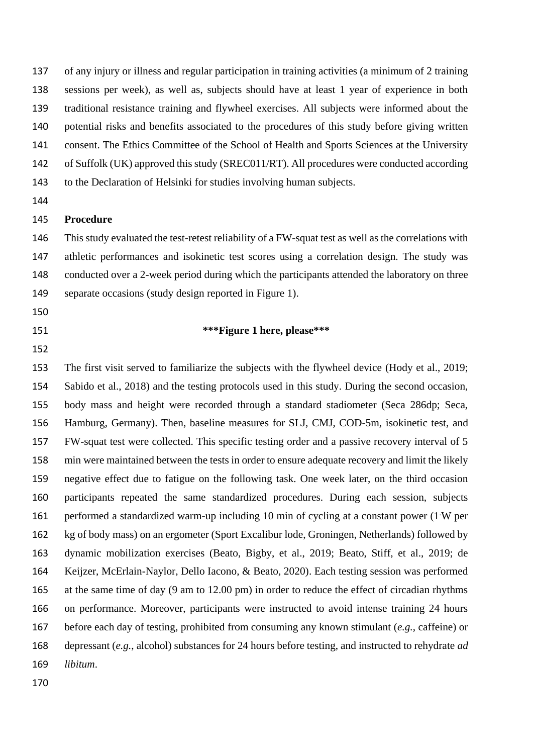of any injury or illness and regular participation in training activities (a minimum of 2 training sessions per week), as well as, subjects should have at least 1 year of experience in both traditional resistance training and flywheel exercises. All subjects were informed about the potential risks and benefits associated to the procedures of this study before giving written consent. The Ethics Committee of the School of Health and Sports Sciences at the University of Suffolk (UK) approved this study (SREC011/RT). All procedures were conducted according to the Declaration of Helsinki for studies involving human subjects.

## Procedure

This study evaluated the test-retest reliability of a FW-squat test as well as the correlations with athletic performances and isokinetic test scores using a correlation design. The study was conducted over a 2-week period during which the participants attended the laboratory on three separate occasions (study design reported in Figure 1).

**\*\*\*Figure 1 here, please\*\*\***

The first visit served to familiarize the subjects with the flywheel device (Hody et al., 2019; Sabido et al., 2018) and the testing protocols used in this study. During the second occasion, body mass and height were recorded through a standard stadiometer (Seca 286dp; Seca, Hamburg, Germany). Then, baseline measures for SLJ, CMJ, COD-5m, isokinetic test, and FW-squat test were collected. This specific testing order and a passive recovery interval of 5 min were maintained between the tests in order to ensure adequate recovery and limit the likely negative effect due to fatigue on the following task. One week later, on the third occasion participants repeated the same standardized procedures. During each session, subjects performed a standardized warm-up including 10 min of cycling at a constant power (1·W per kg of body mass) on an ergometer (Sport Excalibur lode, Groningen, Netherlands) followed by dynamic mobilization exercises (Beato, Bigby, et al., 2019; Beato, Stiff, et al., 2019; de Keijzer, McErlain-Naylor, Dello Iacono, & Beato, 2020). Each testing session was performed at the same time of day (9 am to 12.00 pm) in order to reduce the effect of circadian rhythms on performance. Moreover, participants were instructed to avoid intense training 24 hours before each day of testing, prohibited from consuming any known stimulant (*e.g.*, caffeine) or depressant (*e.g.*, alcohol) substances for 24 hours before testing, and instructed to rehydrate *ad libitum*.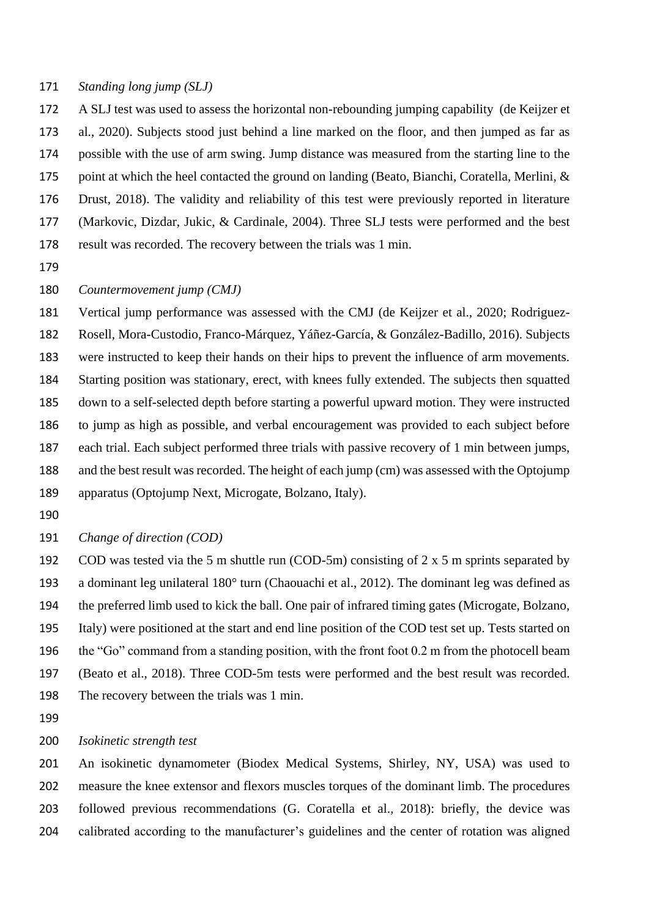*Standing long jump (SLJ)*

A SLJ test was used to assess the horizontal non-rebounding jumping capability (de Keijzer et al., 2020). Subjects stood just behind a line marked on the floor, and then jumped as far as possible with the use of arm swing. Jump distance was measured from the starting line to the point at which the heel contacted the ground on landing (Beato, Bianchi, Coratella, Merlini, & Drust, 2018). The validity and reliability of this test were previously reported in literature (Markovic, Dizdar, Jukic, & Cardinale, 2004). Three SLJ tests were performed and the best result was recorded. The recovery between the trials was 1 min.

*Countermovement jump (CMJ)*

Vertical jump performance was assessed with the CMJ (de Keijzer et al., 2020; Rodriguez-Rosell, Mora-Custodio, Franco-Márquez, Yáñez-García, & González-Badillo, 2016). Subjects were instructed to keep their hands on their hips to prevent the influence of arm movements. Starting position was stationary, erect, with knees fully extended. The subjects then squatted down to a self-selected depth before starting a powerful upward motion. They were instructed to jump as high as possible, and verbal encouragement was provided to each subject before each trial. Each subject performed three trials with passive recovery of 1 min between jumps, and the best result was recorded. The height of each jump (cm) was assessed with the Optojump apparatus (Optojump Next, Microgate, Bolzano, Italy).

*Change of direction (COD)*

COD was tested via the 5 m shuttle run (COD-5m) consisting of 2 x 5 m sprints separated by a dominant leg unilateral 180° turn (Chaouachi et al., 2012). The dominant leg was defined as the preferred limb used to kick the ball. One pair of infrared timing gates (Microgate, Bolzano, Italy) were positioned at the start and end line position of the COD test set up. Tests started on the "Go" command from a standing position, with the front foot 0.2 m from the photocell beam (Beato et al., 2018). Three COD-5m tests were performed and the best result was recorded. The recovery between the trials was 1 min.

*Isokinetic strength test*

An isokinetic dynamometer (Biodex Medical Systems, Shirley, NY, USA) was used to measure the knee extensor and flexors muscles torques of the dominant limb. The procedures followed previous recommendations (G. Coratella et al., 2018): briefly, the device was calibrated according to the manufacturer's guidelines and the center of rotation was aligned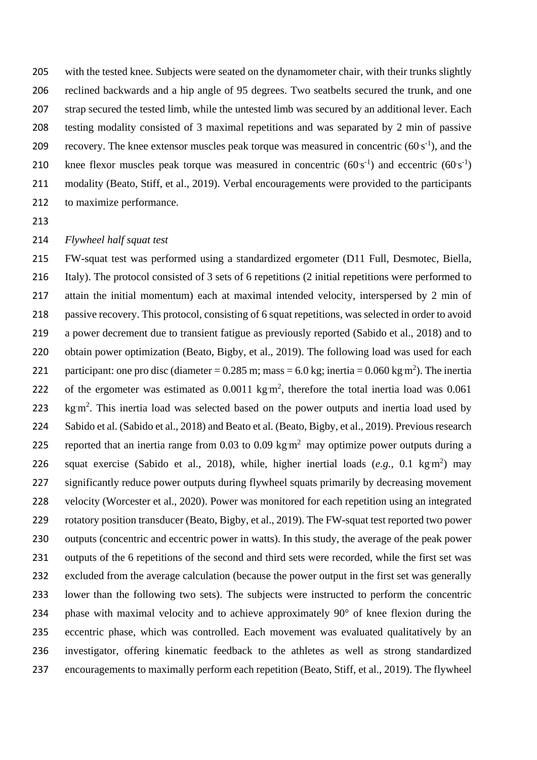with the tested knee. Subjects were seated on the dynamometer chair, with their trunks slightly reclined backwards and a hip angle of 95 degrees. Two seatbelts secured the trunk, and one strap secured the tested limb, while the untested limb was secured by an additional lever. Each testing modality consisted of 3 maximal repetitions and was separated by 2 min of passive recovery. The knee extensor muscles peak torque was measured in concentric ($60 \cdot s^{-1}$), and the knee flexor muscles peak torque was measured in concentric ($60 \cdot s^{-1}$) and eccentric ($60 \cdot s^{-1}$) modality (Beato, Stiff, et al., 2019). Verbal encouragements were provided to the participants to maximize performance.

*Flywheel half squat test*

FW-squat test was performed using a standardized ergometer (D11 Full, Desmotec, Biella, Italy). The protocol consisted of 3 sets of 6 repetitions (2 initial repetitions were performed to attain the initial momentum) each at maximal intended velocity, interspersed by 2 min of passive recovery. This protocol, consisting of 6 squat repetitions, was selected in order to avoid a power decrement due to transient fatigue as previously reported (Sabido et al., 2018) and to obtain power optimization (Beato, Bigby, et al., 2019). The following load was used for each participant: one pro disc (diameter = 0.285 m; mass = 6.0 kg; inertia = 0.060 $kg \cdot m^2$). The inertia of the ergometer was estimated as 0.0011 $kg \cdot m^2$, therefore the total inertia load was 0.061 $kg \cdot m^2$. This inertia load was selected based on the power outputs and inertia load used by Sabido et al. (Sabido et al., 2018) and Beato et al. (Beato, Bigby, et al., 2019). Previous research reported that an inertia range from 0.03 to 0.09 $kg \cdot m^2$ may optimize power outputs during a squat exercise (Sabido et al., 2018), while, higher inertial loads (*e.g.*, 0.1 $kg \cdot m^2$) may significantly reduce power outputs during flywheel squats primarily by decreasing movement velocity (Worcester et al., 2020). Power was monitored for each repetition using an integrated rotatory position transducer (Beato, Bigby, et al., 2019). The FW-squat test reported two power outputs (concentric and eccentric power in watts). In this study, the average of the peak power outputs of the 6 repetitions of the second and third sets were recorded, while the first set was excluded from the average calculation (because the power output in the first set was generally lower than the following two sets). The subjects were instructed to perform the concentric phase with maximal velocity and to achieve approximately 90° of knee flexion during the eccentric phase, which was controlled. Each movement was evaluated qualitatively by an investigator, offering kinematic feedback to the athletes as well as strong standardized encouragements to maximally perform each repetition (Beato, Stiff, et al., 2019). The flywheel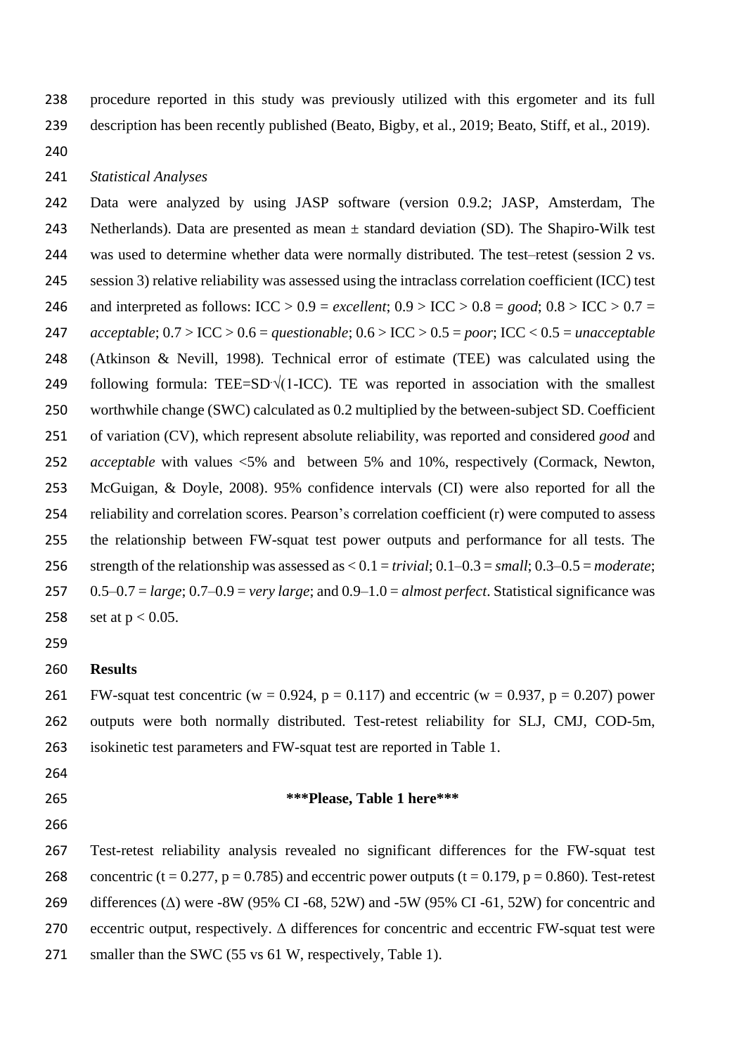procedure reported in this study was previously utilized with this ergometer and its full description has been recently published (Beato, Bigby, et al., 2019; Beato, Stiff, et al., 2019).

*Statistical Analyses*

Data were analyzed by using JASP software (version 0.9.2; JASP, Amsterdam, The Netherlands). Data are presented as mean ± standard deviation (SD). The Shapiro-Wilk test was used to determine whether data were normally distributed. The test–retest (session 2 vs. session 3) relative reliability was assessed using the intraclass correlation coefficient (ICC) test and interpreted as follows: ICC > 0.9 = *excellent*; 0.9 > ICC > 0.8 = *good*; 0.8 > ICC > 0.7 = *acceptable*; 0.7 > ICC > 0.6 = *questionable*; 0.6 > ICC > 0.5 = *poor*; ICC < 0.5 = *unacceptable* (Atkinson & Nevill, 1998). Technical error of estimate (TEE) was calculated using the following formula: $TEE = SD \cdot \sqrt{(1-ICC)}$. TE was reported in association with the smallest worthwhile change (SWC) calculated as 0.2 multiplied by the between-subject SD. Coefficient of variation (CV), which represent absolute reliability, was reported and considered *good* and *acceptable* with values <5% and between 5% and 10%, respectively (Cormack, Newton, McGuigan, & Doyle, 2008). 95% confidence intervals (CI) were also reported for all the reliability and correlation scores. Pearson's correlation coefficient (r) were computed to assess the relationship between FW-squat test power outputs and performance for all tests. The strength of the relationship was assessed as < 0.1 = *trivial*; 0.1–0.3 = *small*; 0.3–0.5 = *moderate*; 0.5–0.7 = *large*; 0.7–0.9 = *very large*; and 0.9–1.0 = *almost perfect*. Statistical significance was set at $p < 0.05$.

**Results**

FW-squat test concentric ($w = 0.924$, $p = 0.117$) and eccentric ($w = 0.937$, $p = 0.207$) power outputs were both normally distributed. Test-retest reliability for SLJ, CMJ, COD-5m, isokinetic test parameters and FW-squat test are reported in Table 1.

**\*\*\*Please, Table 1 here\*\*\***

Test-retest reliability analysis revealed no significant differences for the FW-squat test concentric ($t = 0.277$, $p = 0.785$) and eccentric power outputs ($t = 0.179$, $p = 0.860$). Test-retest differences (Δ) were -8W (95% CI -68, 52W) and -5W (95% CI -61, 52W) for concentric and eccentric output, respectively. Δ differences for concentric and eccentric FW-squat test were smaller than the SWC (55 vs 61 W, respectively, Table 1).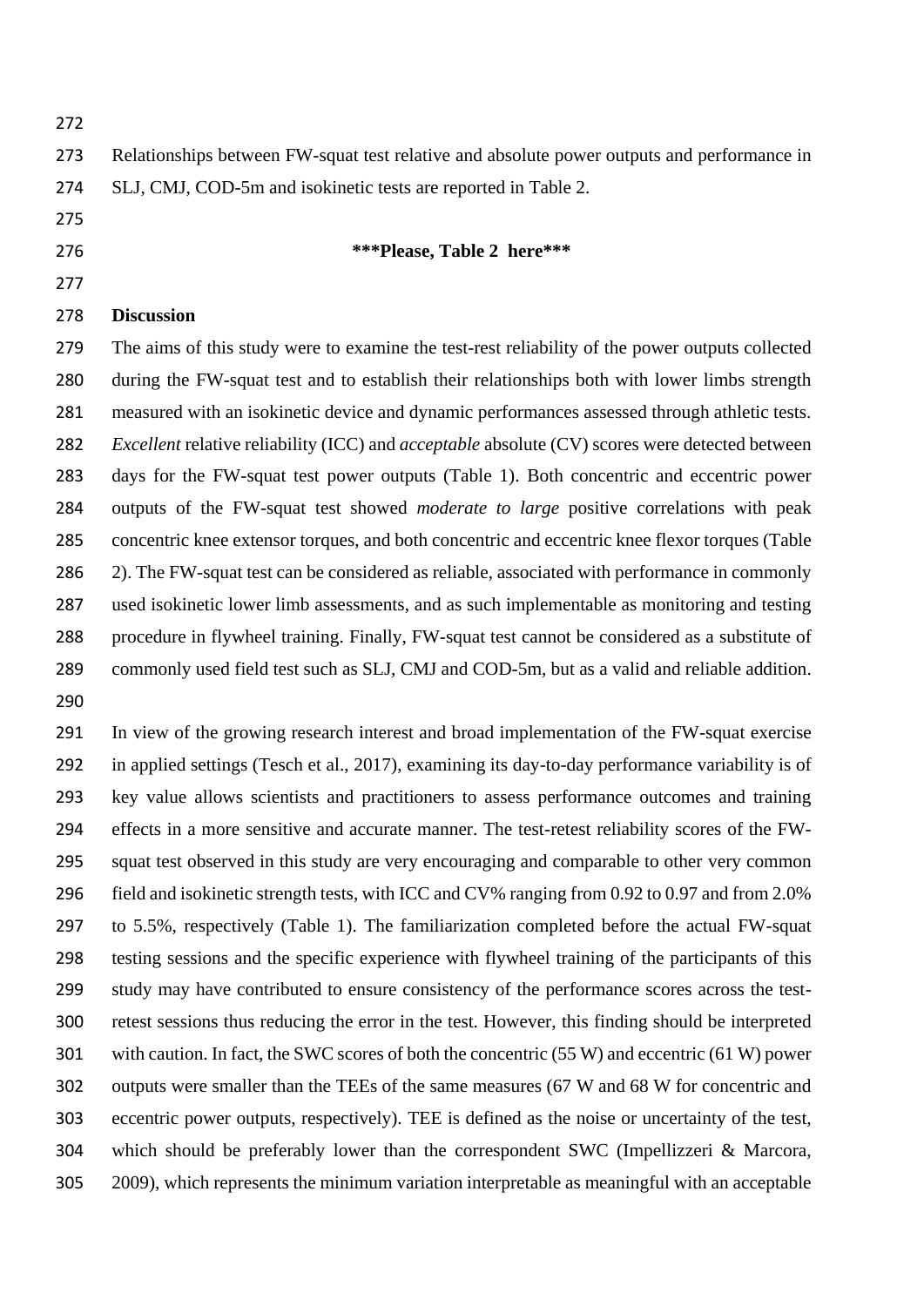Relationships between FW-squat test relative and absolute power outputs and performance in SLJ, CMJ, COD-5m and isokinetic tests are reported in Table 2.

**\*\*\*Please, Table 2 here\*\*\***

## Discussion

The aims of this study were to examine the test-rest reliability of the power outputs collected during the FW-squat test and to establish their relationships both with lower limbs strength measured with an isokinetic device and dynamic performances assessed through athletic tests. *Excellent* relative reliability (ICC) and *acceptable* absolute (CV) scores were detected between days for the FW-squat test power outputs (Table 1). Both concentric and eccentric power outputs of the FW-squat test showed *moderate to large* positive correlations with peak concentric knee extensor torques, and both concentric and eccentric knee flexor torques (Table 2). The FW-squat test can be considered as reliable, associated with performance in commonly used isokinetic lower limb assessments, and as such implementable as monitoring and testing procedure in flywheel training. Finally, FW-squat test cannot be considered as a substitute of commonly used field test such as SLJ, CMJ and COD-5m, but as a valid and reliable addition.

In view of the growing research interest and broad implementation of the FW-squat exercise in applied settings (Tesch et al., 2017), examining its day-to-day performance variability is of key value allows scientists and practitioners to assess performance outcomes and training effects in a more sensitive and accurate manner. The test-retest reliability scores of the FW-squat test observed in this study are very encouraging and comparable to other very common field and isokinetic strength tests, with ICC and CV% ranging from 0.92 to 0.97 and from 2.0% to 5.5%, respectively (Table 1). The familiarization completed before the actual FW-squat testing sessions and the specific experience with flywheel training of the participants of this study may have contributed to ensure consistency of the performance scores across the test-retest sessions thus reducing the error in the test. However, this finding should be interpreted with caution. In fact, the SWC scores of both the concentric (55 W) and eccentric (61 W) power outputs were smaller than the TEEs of the same measures (67 W and 68 W for concentric and eccentric power outputs, respectively). TEE is defined as the noise or uncertainty of the test, which should be preferably lower than the correspondent SWC (Impellizzeri & Marcora, 2009), which represents the minimum variation interpretable as meaningful with an acceptable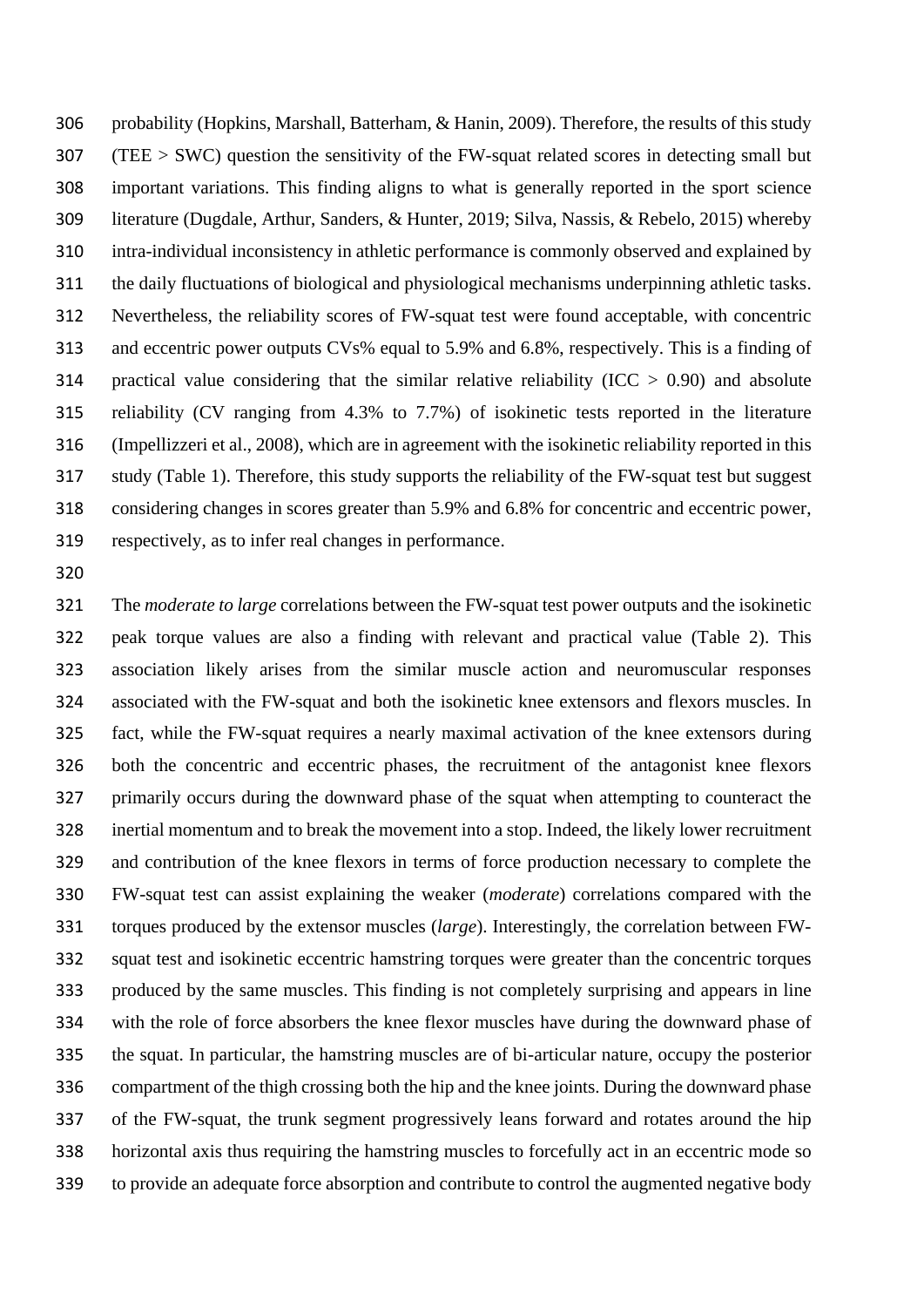probability (Hopkins, Marshall, Batterham, & Hanin, 2009). Therefore, the results of this study (TEE > SWC) question the sensitivity of the FW-squat related scores in detecting small but important variations. This finding aligns to what is generally reported in the sport science literature (Dugdale, Arthur, Sanders, & Hunter, 2019; Silva, Nassis, & Rebelo, 2015) whereby intra-individual inconsistency in athletic performance is commonly observed and explained by the daily fluctuations of biological and physiological mechanisms underpinning athletic tasks. Nevertheless, the reliability scores of FW-squat test were found acceptable, with concentric and eccentric power outputs CVs% equal to 5.9% and 6.8%, respectively. This is a finding of practical value considering that the similar relative reliability (ICC > 0.90) and absolute reliability (CV ranging from 4.3% to 7.7%) of isokinetic tests reported in the literature (Impellizzeri et al., 2008), which are in agreement with the isokinetic reliability reported in this study (Table 1). Therefore, this study supports the reliability of the FW-squat test but suggest considering changes in scores greater than 5.9% and 6.8% for concentric and eccentric power, respectively, as to infer real changes in performance.

The *moderate to large* correlations between the FW-squat test power outputs and the isokinetic peak torque values are also a finding with relevant and practical value (Table 2). This association likely arises from the similar muscle action and neuromuscular responses associated with the FW-squat and both the isokinetic knee extensors and flexors muscles. In fact, while the FW-squat requires a nearly maximal activation of the knee extensors during both the concentric and eccentric phases, the recruitment of the antagonist knee flexors primarily occurs during the downward phase of the squat when attempting to counteract the inertial momentum and to break the movement into a stop. Indeed, the likely lower recruitment and contribution of the knee flexors in terms of force production necessary to complete the FW-squat test can assist explaining the weaker (*moderate*) correlations compared with the torques produced by the extensor muscles (*large*). Interestingly, the correlation between FW-squat test and isokinetic eccentric hamstring torques were greater than the concentric torques produced by the same muscles. This finding is not completely surprising and appears in line with the role of force absorbers the knee flexor muscles have during the downward phase of the squat. In particular, the hamstring muscles are of bi-articular nature, occupy the posterior compartment of the thigh crossing both the hip and the knee joints. During the downward phase of the FW-squat, the trunk segment progressively leans forward and rotates around the hip horizontal axis thus requiring the hamstring muscles to forcefully act in an eccentric mode so to provide an adequate force absorption and contribute to control the augmented negative body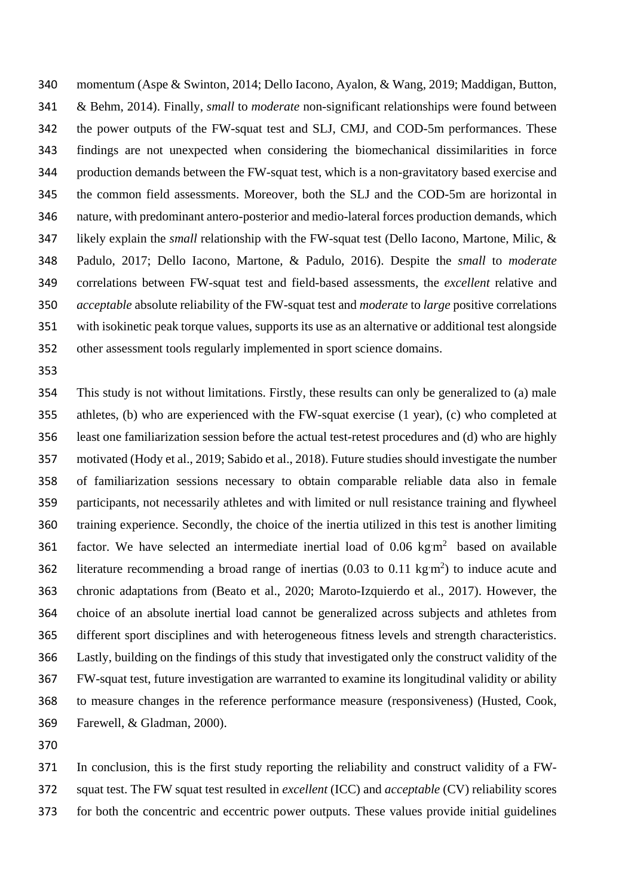momentum (Aspe & Swinton, 2014; Dello Iacono, Ayalon, & Wang, 2019; Maddigan, Button, & Behm, 2014). Finally, *small* to *moderate* non-significant relationships were found between the power outputs of the FW-squat test and SLJ, CMJ, and COD-5m performances. These findings are not unexpected when considering the biomechanical dissimilarities in force production demands between the FW-squat test, which is a non-gravitatory based exercise and the common field assessments. Moreover, both the SLJ and the COD-5m are horizontal in nature, with predominant antero-posterior and medio-lateral forces production demands, which likely explain the *small* relationship with the FW-squat test (Dello Iacono, Martone, Milic, & Padulo, 2017; Dello Iacono, Martone, & Padulo, 2016). Despite the *small* to *moderate* correlations between FW-squat test and field-based assessments, the *excellent* relative and *acceptable* absolute reliability of the FW-squat test and *moderate* to *large* positive correlations with isokinetic peak torque values, supports its use as an alternative or additional test alongside other assessment tools regularly implemented in sport science domains.

This study is not without limitations. Firstly, these results can only be generalized to (a) male athletes, (b) who are experienced with the FW-squat exercise (1 year), (c) who completed at least one familiarization session before the actual test-retest procedures and (d) who are highly motivated (Hody et al., 2019; Sabido et al., 2018). Future studies should investigate the number of familiarization sessions necessary to obtain comparable reliable data also in female participants, not necessarily athletes and with limited or null resistance training and flywheel training experience. Secondly, the choice of the inertia utilized in this test is another limiting factor. We have selected an intermediate inertial load of 0.06 $kg{\cdot}m^2$ based on available literature recommending a broad range of inertias (0.03 to 0.11 $kg{\cdot}m^2$) to induce acute and chronic adaptations from (Beato et al., 2020; Maroto-Izquierdo et al., 2017). However, the choice of an absolute inertial load cannot be generalized across subjects and athletes from different sport disciplines and with heterogeneous fitness levels and strength characteristics. Lastly, building on the findings of this study that investigated only the construct validity of the FW-squat test, future investigation are warranted to examine its longitudinal validity or ability to measure changes in the reference performance measure (responsiveness) (Husted, Cook, Farewell, & Gladman, 2000).

In conclusion, this is the first study reporting the reliability and construct validity of a FW-squat test. The FW squat test resulted in *excellent* (ICC) and *acceptable* (CV) reliability scores for both the concentric and eccentric power outputs. These values provide initial guidelines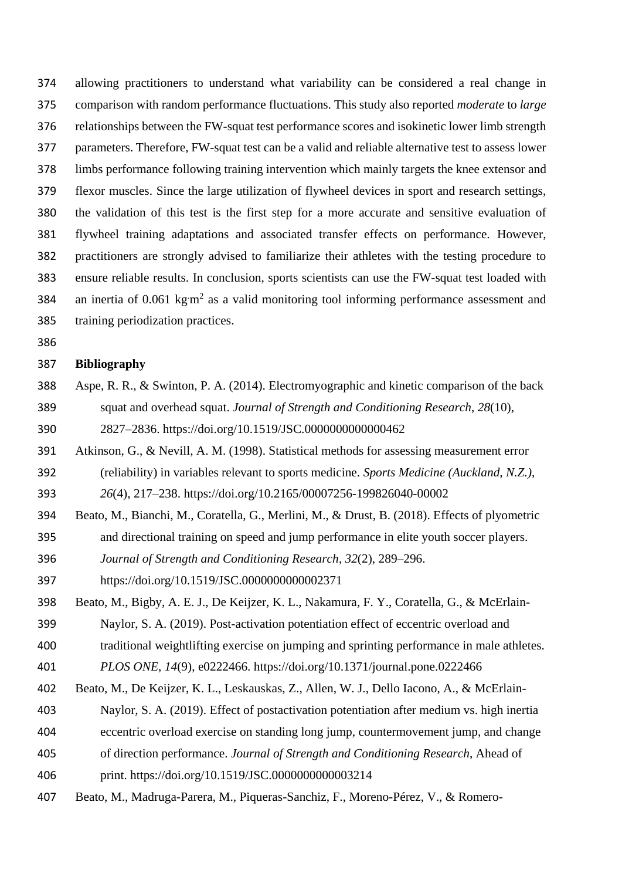allowing practitioners to understand what variability can be considered a real change in comparison with random performance fluctuations. This study also reported *moderate* to *large* relationships between the FW-squat test performance scores and isokinetic lower limb strength parameters. Therefore, FW-squat test can be a valid and reliable alternative test to assess lower limbs performance following training intervention which mainly targets the knee extensor and flexor muscles. Since the large utilization of flywheel devices in sport and research settings, the validation of this test is the first step for a more accurate and sensitive evaluation of flywheel training adaptations and associated transfer effects on performance. However, practitioners are strongly advised to familiarize their athletes with the testing procedure to ensure reliable results. In conclusion, sports scientists can use the FW-squat test loaded with an inertia of 0.061 $kg{\cdot}m^2$ as a valid monitoring tool informing performance assessment and training periodization practices.

**Bibliography**

Aspe, R. R., & Swinton, P. A. (2014). Electromyographic and kinetic comparison of the back squat and overhead squat. *Journal of Strength and Conditioning Research*, *28*(10), 2827–2836. https://doi.org/10.1519/JSC.0000000000000462

Atkinson, G., & Nevill, A. M. (1998). Statistical methods for assessing measurement error (reliability) in variables relevant to sports medicine. *Sports Medicine (Auckland, N.Z.)*, *26*(4), 217–238. https://doi.org/10.2165/00007256-199826040-00002

Beato, M., Bianchi, M., Coratella, G., Merlini, M., & Drust, B. (2018). Effects of plyometric and directional training on speed and jump performance in elite youth soccer players. *Journal of Strength and Conditioning Research*, *32*(2), 289–296. https://doi.org/10.1519/JSC.0000000000002371

Beato, M., Bigby, A. E. J., De Keijzer, K. L., Nakamura, F. Y., Coratella, G., & McErlain-Naylor, S. A. (2019). Post-activation potentiation effect of eccentric overload and traditional weightlifting exercise on jumping and sprinting performance in male athletes. *PLOS ONE*, *14*(9), e0222466. https://doi.org/10.1371/journal.pone.0222466

Beato, M., De Keijzer, K. L., Leskauskas, Z., Allen, W. J., Dello Iacono, A., & McErlain-Naylor, S. A. (2019). Effect of postactivation potentiation after medium vs. high inertia eccentric overload exercise on standing long jump, countermovement jump, and change of direction performance. *Journal of Strength and Conditioning Research*, Ahead of print. https://doi.org/10.1519/JSC.0000000000003214

Beato, M., Madruga-Parera, M., Piqueras-Sanchiz, F., Moreno-Pérez, V., & Romero-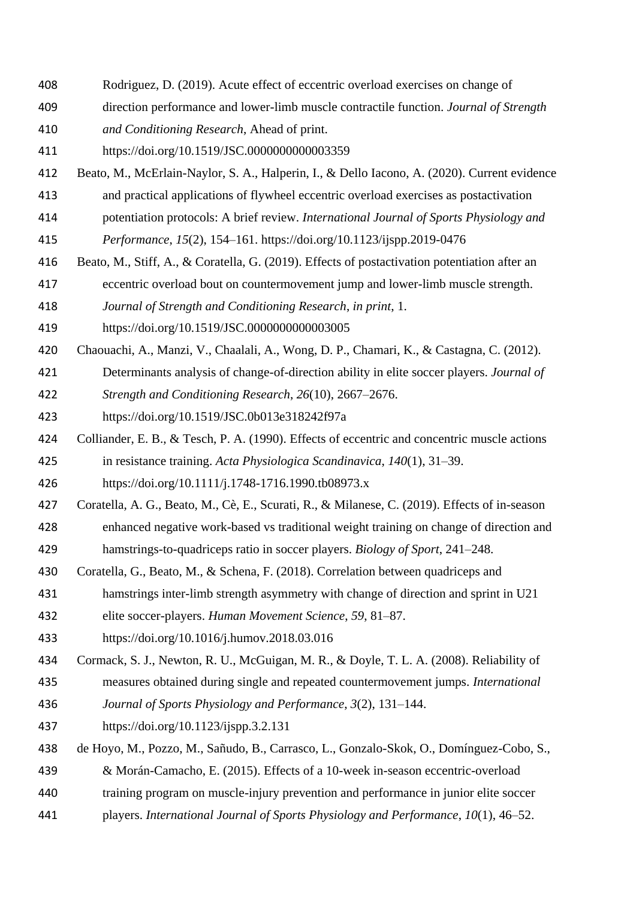Rodriguez, D. (2019). Acute effect of eccentric overload exercises on change of direction performance and lower-limb muscle contractile function. *Journal of Strength and Conditioning Research*, Ahead of print. https://doi.org/10.1519/JSC.0000000000003359

Beato, M., McErlain-Naylor, S. A., Halperin, I., & Dello Iacono, A. (2020). Current evidence and practical applications of flywheel eccentric overload exercises as postactivation potentiation protocols: A brief review. *International Journal of Sports Physiology and Performance*, *15*(2), 154–161. https://doi.org/10.1123/ijspp.2019-0476

Beato, M., Stiff, A., & Coratella, G. (2019). Effects of postactivation potentiation after an eccentric overload bout on countermovement jump and lower-limb muscle strength. *Journal of Strength and Conditioning Research*, *in print*, 1. https://doi.org/10.1519/JSC.0000000000003005

Chaouachi, A., Manzi, V., Chaalali, A., Wong, D. P., Chamari, K., & Castagna, C. (2012). Determinants analysis of change-of-direction ability in elite soccer players. *Journal of Strength and Conditioning Research*, *26*(10), 2667–2676. https://doi.org/10.1519/JSC.0b013e318242f97a

Colliander, E. B., & Tesch, P. A. (1990). Effects of eccentric and concentric muscle actions in resistance training. *Acta Physiologica Scandinavica*, *140*(1), 31–39. https://doi.org/10.1111/j.1748-1716.1990.tb08973.x

Coratella, A. G., Beato, M., Cè, E., Scurati, R., & Milanese, C. (2019). Effects of in-season enhanced negative work-based vs traditional weight training on change of direction and hamstrings-to-quadriceps ratio in soccer players. *Biology of Sport*, 241–248.

Coratella, G., Beato, M., & Schena, F. (2018). Correlation between quadriceps and hamstrings inter-limb strength asymmetry with change of direction and sprint in U21 elite soccer-players. *Human Movement Science*, *59*, 81–87. https://doi.org/10.1016/j.humov.2018.03.016

Cormack, S. J., Newton, R. U., McGuigan, M. R., & Doyle, T. L. A. (2008). Reliability of measures obtained during single and repeated countermovement jumps. *International Journal of Sports Physiology and Performance*, *3*(2), 131–144. https://doi.org/10.1123/ijspp.3.2.131

de Hoyo, M., Pozzo, M., Sañudo, B., Carrasco, L., Gonzalo-Skok, O., Domínguez-Cobo, S., & Morán-Camacho, E. (2015). Effects of a 10-week in-season eccentric-overload training program on muscle-injury prevention and performance in junior elite soccer players. *International Journal of Sports Physiology and Performance*, *10*(1), 46–52.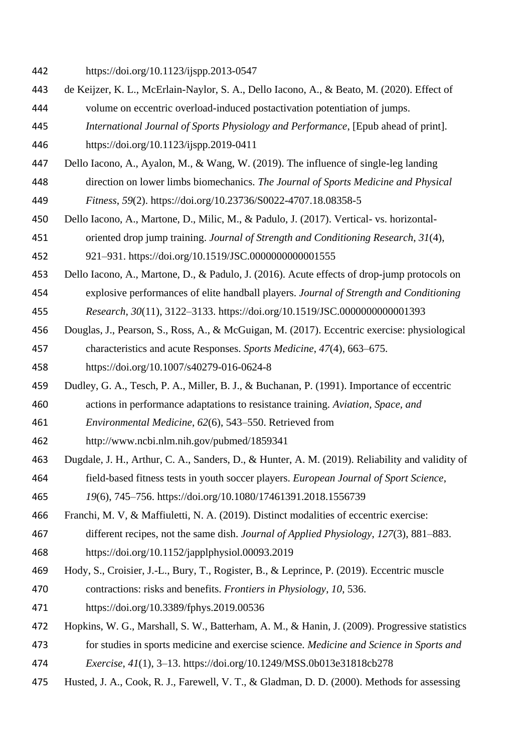https://doi.org/10.1123/ijspp.2013-0547

de Keijzer, K. L., McErlain-Naylor, S. A., Dello Iacono, A., & Beato, M. (2020). Effect of volume on eccentric overload-induced postactivation potentiation of jumps. *International Journal of Sports Physiology and Performance*, [Epub ahead of print]. https://doi.org/10.1123/ijspp.2019-0411

Dello Iacono, A., Ayalon, M., & Wang, W. (2019). The influence of single-leg landing direction on lower limbs biomechanics. *The Journal of Sports Medicine and Physical Fitness*, *59*(2). https://doi.org/10.23736/S0022-4707.18.08358-5

Dello Iacono, A., Martone, D., Milic, M., & Padulo, J. (2017). Vertical- vs. horizontal-oriented drop jump training. *Journal of Strength and Conditioning Research*, *31*(4), 921–931. https://doi.org/10.1519/JSC.0000000000001555

Dello Iacono, A., Martone, D., & Padulo, J. (2016). Acute effects of drop-jump protocols on explosive performances of elite handball players. *Journal of Strength and Conditioning Research*, *30*(11), 3122–3133. https://doi.org/10.1519/JSC.0000000000001393

Douglas, J., Pearson, S., Ross, A., & McGuigan, M. (2017). Eccentric exercise: physiological characteristics and acute Responses. *Sports Medicine*, *47*(4), 663–675. https://doi.org/10.1007/s40279-016-0624-8

Dudley, G. A., Tesch, P. A., Miller, B. J., & Buchanan, P. (1991). Importance of eccentric actions in performance adaptations to resistance training. *Aviation, Space, and Environmental Medicine*, *62*(6), 543–550. Retrieved from http://www.ncbi.nlm.nih.gov/pubmed/1859341

Dugdale, J. H., Arthur, C. A., Sanders, D., & Hunter, A. M. (2019). Reliability and validity of field-based fitness tests in youth soccer players. *European Journal of Sport Science*, *19*(6), 745–756. https://doi.org/10.1080/17461391.2018.1556739

Franchi, M. V, & Maffiuletti, N. A. (2019). Distinct modalities of eccentric exercise: different recipes, not the same dish. *Journal of Applied Physiology*, *127*(3), 881–883. https://doi.org/10.1152/japplphysiol.00093.2019

Hody, S., Croisier, J.-L., Bury, T., Rogister, B., & Leprince, P. (2019). Eccentric muscle contractions: risks and benefits. *Frontiers in Physiology*, *10*, 536. https://doi.org/10.3389/fphys.2019.00536

Hopkins, W. G., Marshall, S. W., Batterham, A. M., & Hanin, J. (2009). Progressive statistics for studies in sports medicine and exercise science. *Medicine and Science in Sports and Exercise*, *41*(1), 3–13. https://doi.org/10.1249/MSS.0b013e31818cb278

Husted, J. A., Cook, R. J., Farewell, V. T., & Gladman, D. D. (2000). Methods for assessing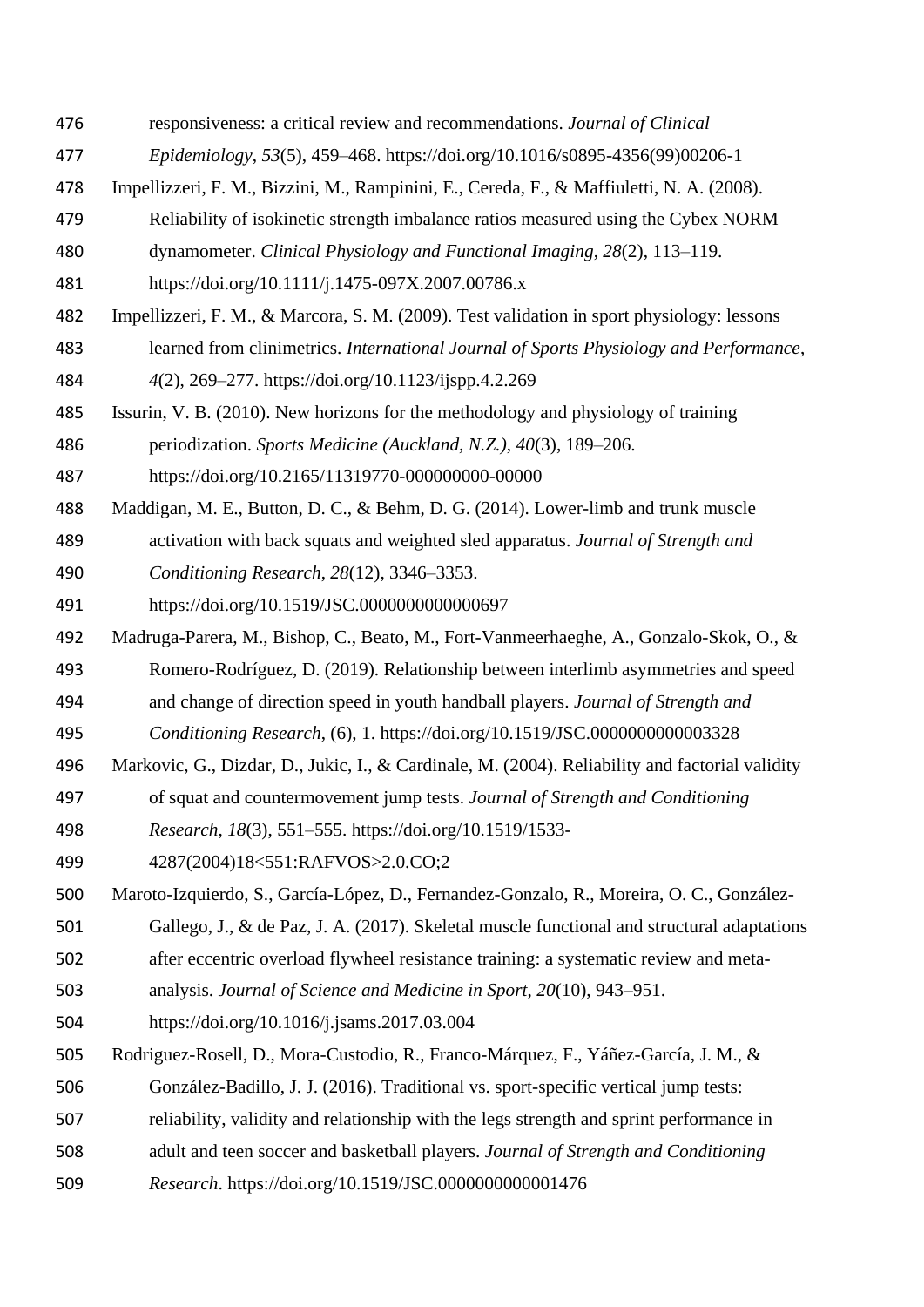responsiveness: a critical review and recommendations. *Journal of Clinical Epidemiology*, *53*(5), 459–468. https://doi.org/10.1016/s0895-4356(99)00206-1

Impellizzeri, F. M., Bizzini, M., Rampinini, E., Cereda, F., & Maffiuletti, N. A. (2008). Reliability of isokinetic strength imbalance ratios measured using the Cybex NORM dynamometer. *Clinical Physiology and Functional Imaging*, *28*(2), 113–119. https://doi.org/10.1111/j.1475-097X.2007.00786.x

Impellizzeri, F. M., & Marcora, S. M. (2009). Test validation in sport physiology: lessons learned from clinimetrics. *International Journal of Sports Physiology and Performance*, *4*(2), 269–277. https://doi.org/10.1123/ijspp.4.2.269

Issurin, V. B. (2010). New horizons for the methodology and physiology of training periodization. *Sports Medicine (Auckland, N.Z.)*, *40*(3), 189–206. https://doi.org/10.2165/11319770-000000000-00000

Maddigan, M. E., Button, D. C., & Behm, D. G. (2014). Lower-limb and trunk muscle activation with back squats and weighted sled apparatus. *Journal of Strength and Conditioning Research*, *28*(12), 3346–3353. https://doi.org/10.1519/JSC.0000000000000697

Madruga-Parera, M., Bishop, C., Beato, M., Fort-Vanmeerhaeghe, A., Gonzalo-Skok, O., & Romero-Rodríguez, D. (2019). Relationship between interlimb asymmetries and speed and change of direction speed in youth handball players. *Journal of Strength and Conditioning Research*, (6), 1. https://doi.org/10.1519/JSC.0000000000003328

Markovic, G., Dizdar, D., Jukic, I., & Cardinale, M. (2004). Reliability and factorial validity of squat and countermovement jump tests. *Journal of Strength and Conditioning Research*, *18*(3), 551–555. https://doi.org/10.1519/1533-4287(2004)18<551:RAFVOS>2.0.CO;2

Maroto-Izquierdo, S., García-López, D., Fernandez-Gonzalo, R., Moreira, O. C., González-Gallego, J., & de Paz, J. A. (2017). Skeletal muscle functional and structural adaptations after eccentric overload flywheel resistance training: a systematic review and meta-analysis. *Journal of Science and Medicine in Sport*, *20*(10), 943–951. https://doi.org/10.1016/j.jsams.2017.03.004

Rodriguez-Rosell, D., Mora-Custodio, R., Franco-Márquez, F., Yáñez-García, J. M., & González-Badillo, J. J. (2016). Traditional vs. sport-specific vertical jump tests: reliability, validity and relationship with the legs strength and sprint performance in adult and teen soccer and basketball players. *Journal of Strength and Conditioning Research*. https://doi.org/10.1519/JSC.0000000000001476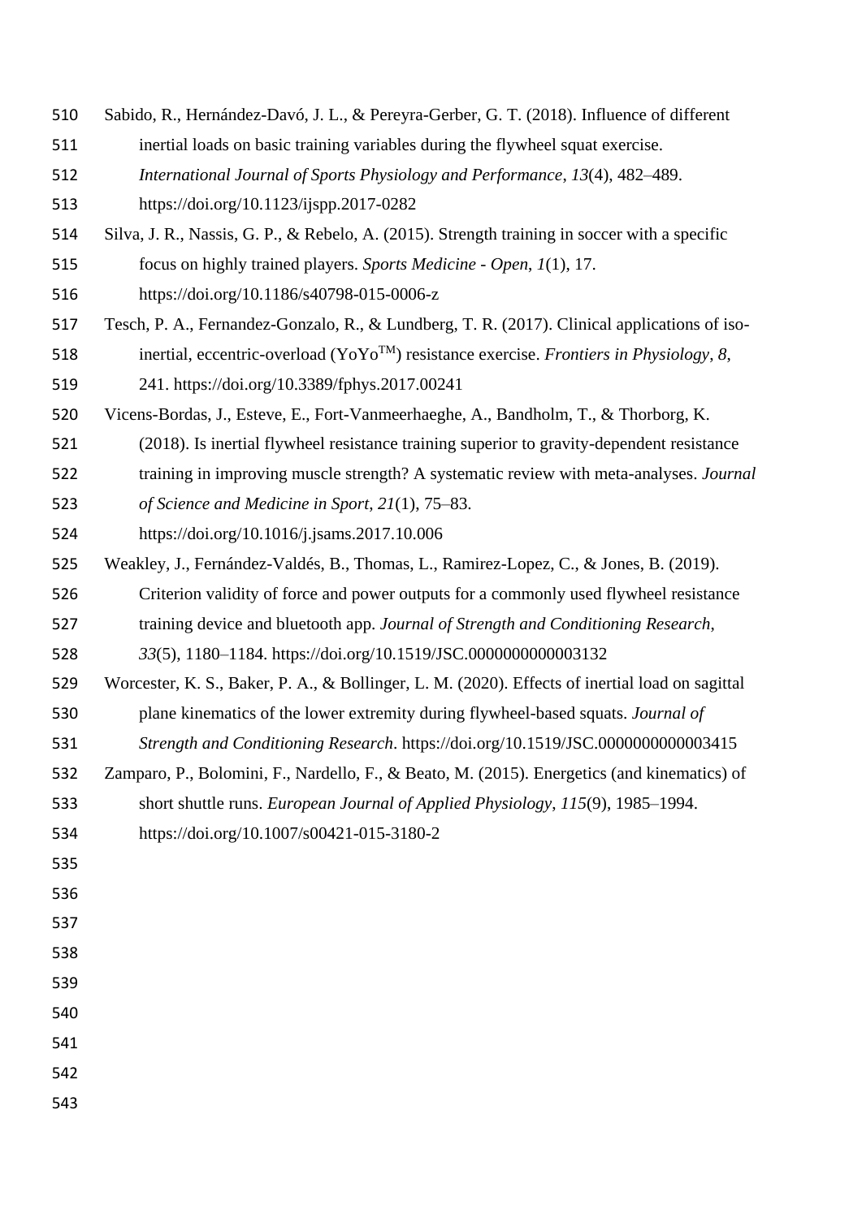Sabido, R., Hernández-Davó, J. L., & Pereyra-Gerber, G. T. (2018). Influence of different inertial loads on basic training variables during the flywheel squat exercise. *International Journal of Sports Physiology and Performance*, *13*(4), 482–489. https://doi.org/10.1123/ijspp.2017-0282

Silva, J. R., Nassis, G. P., & Rebelo, A. (2015). Strength training in soccer with a specific focus on highly trained players. *Sports Medicine - Open*, *1*(1), 17. https://doi.org/10.1186/s40798-015-0006-z

Tesch, P. A., Fernandez-Gonzalo, R., & Lundberg, T. R. (2017). Clinical applications of iso-inertial, eccentric-overload (YoYo™) resistance exercise. *Frontiers in Physiology*, *8*, 241. https://doi.org/10.3389/fphys.2017.00241

Vicens-Bordas, J., Esteve, E., Fort-Vanmeerhaeghe, A., Bandholm, T., & Thorborg, K. (2018). Is inertial flywheel resistance training superior to gravity-dependent resistance training in improving muscle strength? A systematic review with meta-analyses. *Journal of Science and Medicine in Sport*, *21*(1), 75–83. https://doi.org/10.1016/j.jsams.2017.10.006

Weakley, J., Fernández-Valdés, B., Thomas, L., Ramirez-Lopez, C., & Jones, B. (2019). Criterion validity of force and power outputs for a commonly used flywheel resistance training device and bluetooth app. *Journal of Strength and Conditioning Research*, *33*(5), 1180–1184. https://doi.org/10.1519/JSC.0000000000003132

Worcester, K. S., Baker, P. A., & Bollinger, L. M. (2020). Effects of inertial load on sagittal plane kinematics of the lower extremity during flywheel-based squats. *Journal of Strength and Conditioning Research*. https://doi.org/10.1519/JSC.0000000000003415

Zamparo, P., Bolomini, F., Nardello, F., & Beato, M. (2015). Energetics (and kinematics) of short shuttle runs. *European Journal of Applied Physiology*, *115*(9), 1985–1994. https://doi.org/10.1007/s00421-015-3180-2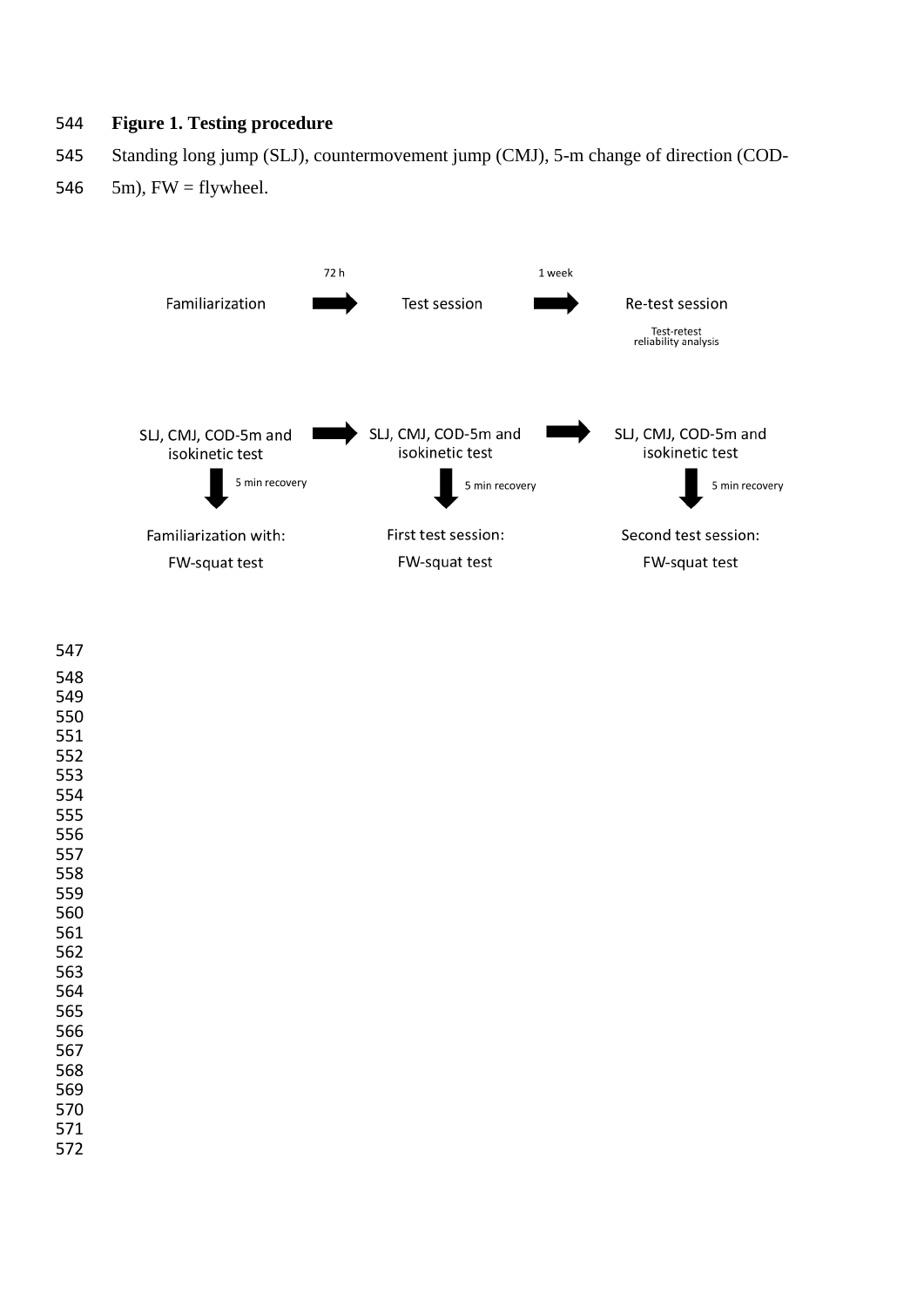**Figure 1. Testing procedure**

Standing long jump (SLJ), countermovement jump (CMJ), 5-m change of direction (COD-5m), FW = flywheel.

Familiarization → (72 h) → Test session → (1 week) → Re-test session

Test-retest reliability analysis

SLJ, CMJ, COD-5m and isokinetic test → SLJ, CMJ, COD-5m and isokinetic test → SLJ, CMJ, COD-5m and isokinetic test

5 min recovery | 5 min recovery | 5 min recovery

Familiarization with: FW-squat test | First test session: FW-squat test | Second test session: FW-squat test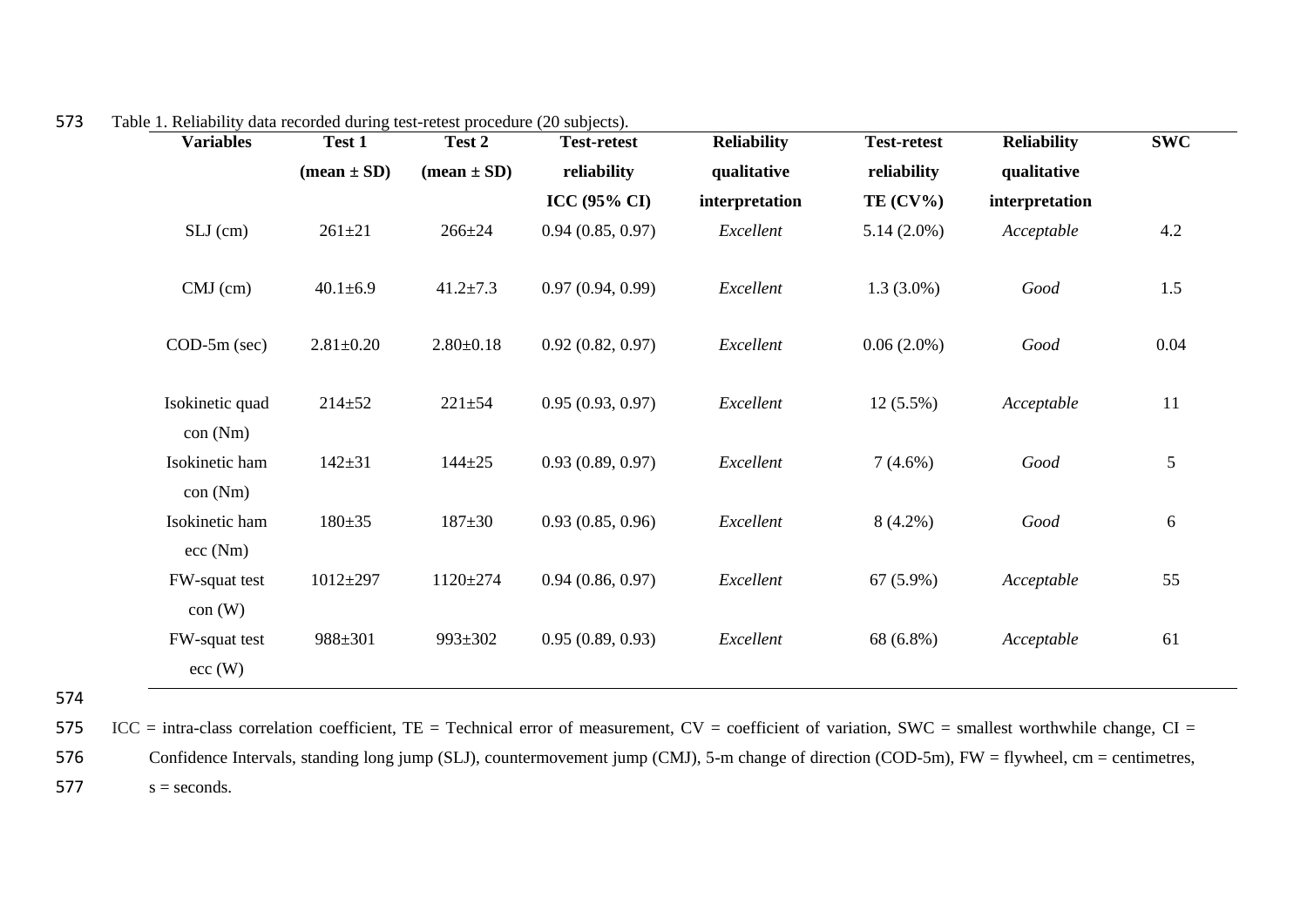Table 1. Reliability data recorded during test-retest procedure (20 subjects).

| Variables | Test 1 (mean ± SD) | Test 2 (mean ± SD) | Test-retest reliability ICC (95% CI) | Reliability qualitative interpretation | Test-retest reliability TE (CV%) | Reliability qualitative interpretation | SWC |
|---|---|---|---|---|---|---|---|
| SLJ (cm) | 261±21 | 266±24 | 0.94 (0.85, 0.97) | *Excellent* | 5.14 (2.0%) | *Acceptable* | 4.2 |
| CMJ (cm) | 40.1±6.9 | 41.2±7.3 | 0.97 (0.94, 0.99) | *Excellent* | 1.3 (3.0%) | *Good* | 1.5 |
| COD-5m (sec) | 2.81±0.20 | 2.80±0.18 | 0.92 (0.82, 0.97) | *Excellent* | 0.06 (2.0%) | *Good* | 0.04 |
| Isokinetic quad con (Nm) | 214±52 | 221±54 | 0.95 (0.93, 0.97) | *Excellent* | 12 (5.5%) | *Acceptable* | 11 |
| Isokinetic ham con (Nm) | 142±31 | 144±25 | 0.93 (0.89, 0.97) | *Excellent* | 7 (4.6%) | *Good* | 5 |
| Isokinetic ham ecc (Nm) | 180±35 | 187±30 | 0.93 (0.85, 0.96) | *Excellent* | 8 (4.2%) | *Good* | 6 |
| FW-squat test con (W) | 1012±297 | 1120±274 | 0.94 (0.86, 0.97) | *Excellent* | 67 (5.9%) | *Acceptable* | 55 |
| FW-squat test ecc (W) | 988±301 | 993±302 | 0.95 (0.89, 0.93) | *Excellent* | 68 (6.8%) | *Acceptable* | 61 |

ICC = intra-class correlation coefficient, TE = Technical error of measurement, CV = coefficient of variation, SWC = smallest worthwhile change, CI = Confidence Intervals, standing long jump (SLJ), countermovement jump (CMJ), 5-m change of direction (COD-5m), FW = flywheel, cm = centimetres, s = seconds.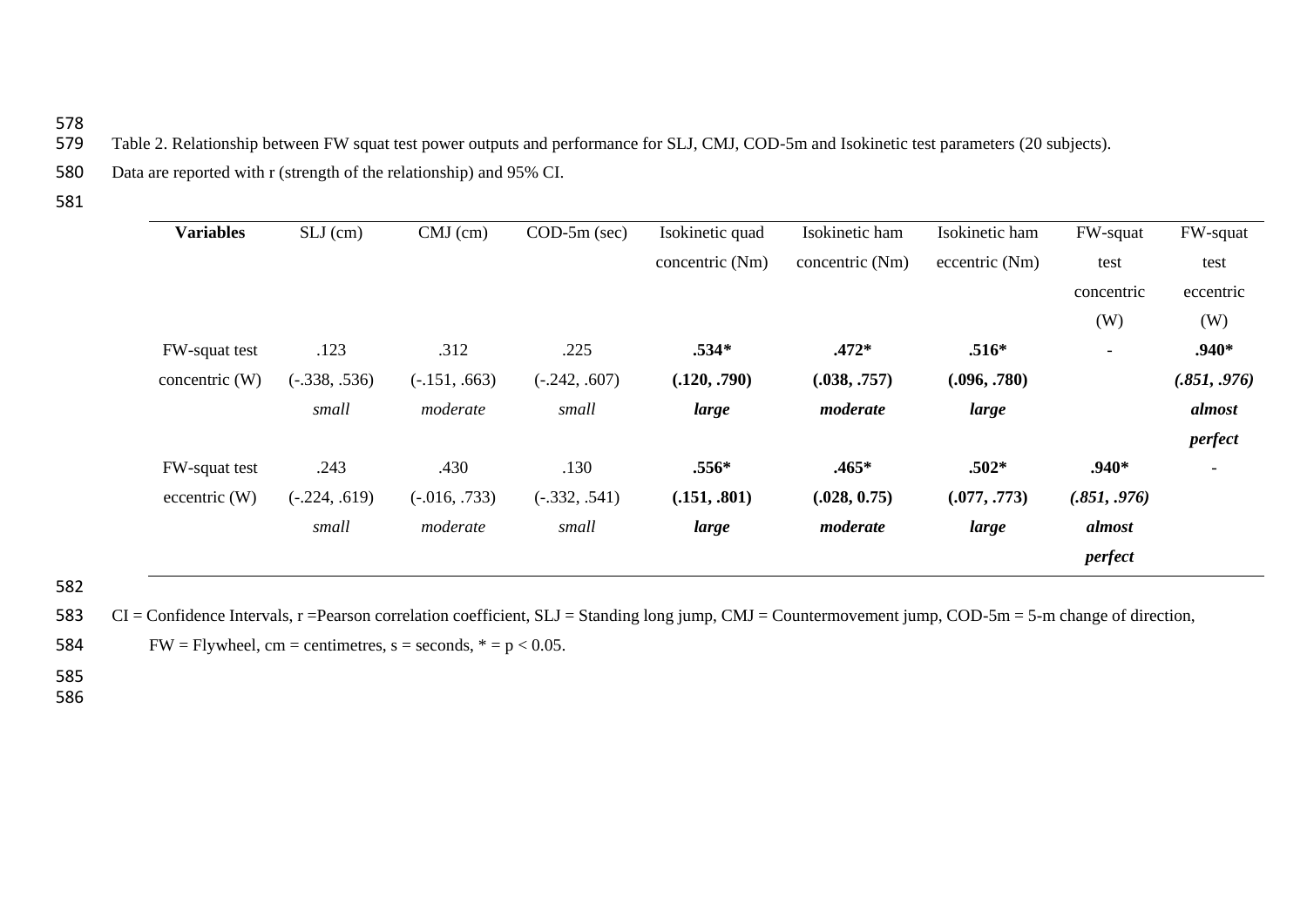Table 2. Relationship between FW squat test power outputs and performance for SLJ, CMJ, COD-5m and Isokinetic test parameters (20 subjects). Data are reported with r (strength of the relationship) and 95% CI.

| **Variables** | SLJ (cm) | CMJ (cm) | COD-5m (sec) | Isokinetic quad concentric (Nm) | Isokinetic ham concentric (Nm) | Isokinetic ham eccentric (Nm) | FW-squat test concentric (W) | FW-squat test eccentric (W) |
|---|---|---|---|---|---|---|---|---|
| FW-squat test concentric (W) | .123 (-.338, .536) *small* | .312 (-.151, .663) *moderate* | .225 (-.242, .607) *small* | **.534*** **(.120, .790)** ***large*** | **.472*** **(.038, .757)** ***moderate*** | **.516*** **(.096, .780)** ***large*** | - | **.940*** ***(.851, .976)*** ***almost perfect*** |
| FW-squat test eccentric (W) | .243 (-.224, .619) *small* | .430 (-.016, .733) *moderate* | .130 (-.332, .541) *small* | **.556*** **(.151, .801)** ***large*** | **.465*** **(.028, 0.75)** ***moderate*** | **.502*** **(.077, .773)** ***large*** | **.940*** ***(.851, .976)*** ***almost perfect*** | - |

CI = Confidence Intervals, r =Pearson correlation coefficient, SLJ = Standing long jump, CMJ = Countermovement jump, COD-5m = 5-m change of direction, FW = Flywheel, cm = centimetres, s = seconds, * = $p < 0.05$.